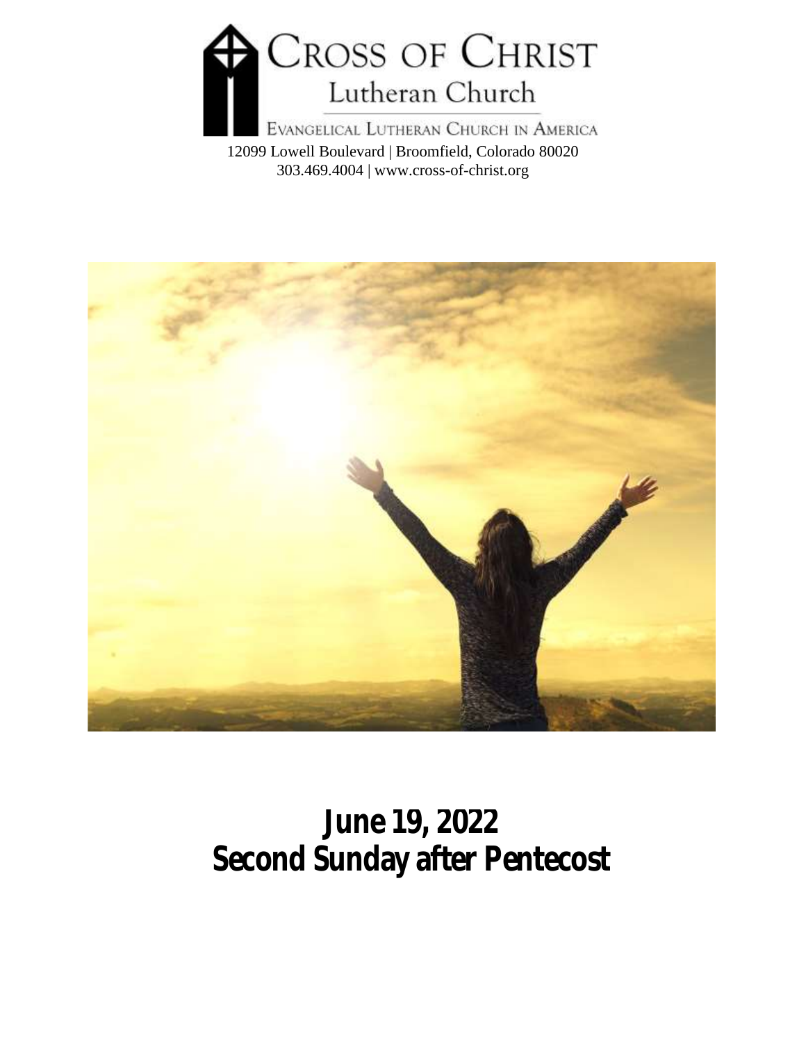# Cross of Christ Lutheran Church

Evangelical Lutheran Church in America

12099 Lowell Boulevard | Broomfield, Colorado 80020
303.469.4004 | www.cross-of-christ.org

# June 19, 2022
# Second Sunday after Pentecost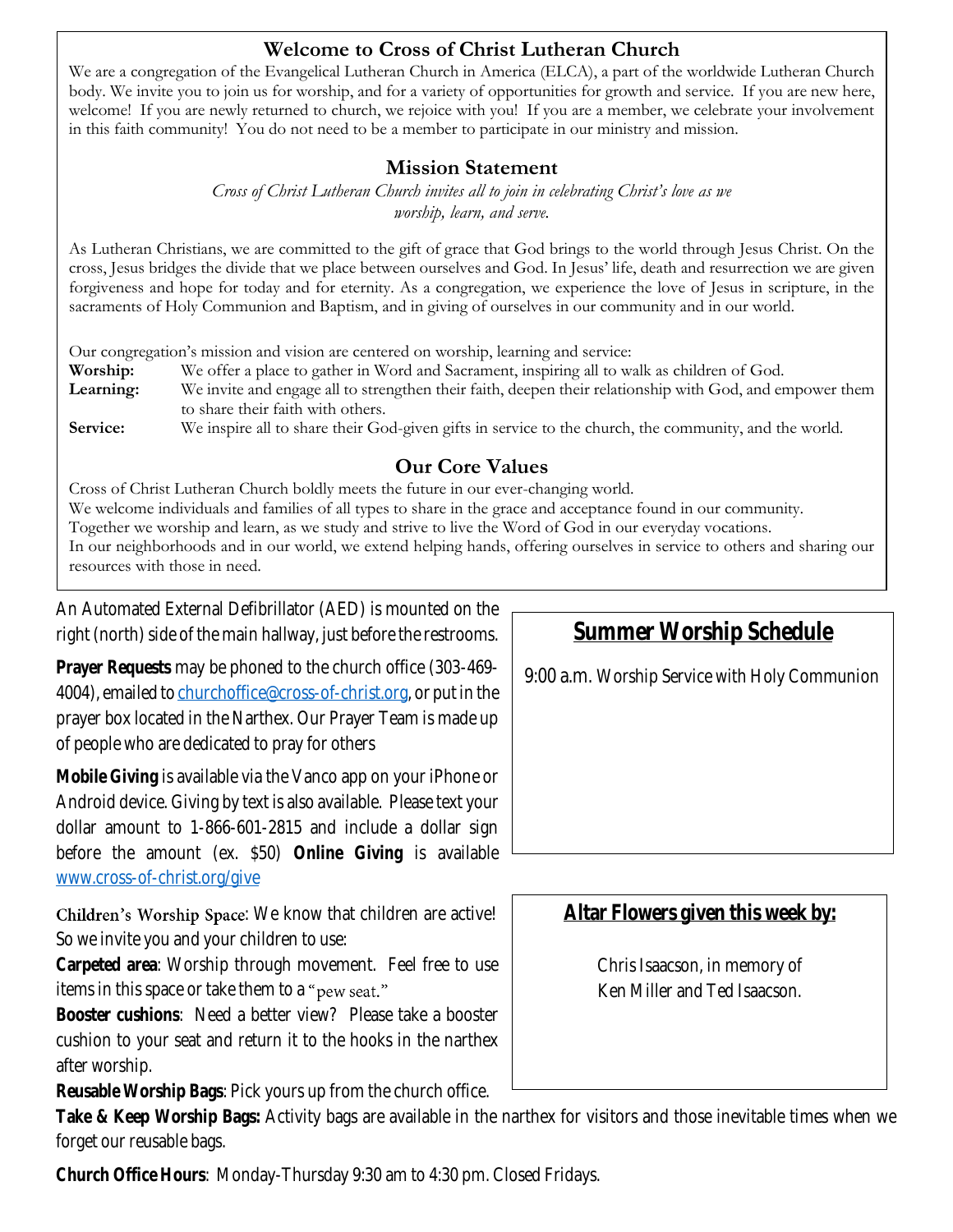## Welcome to Cross of Christ Lutheran Church

We are a congregation of the Evangelical Lutheran Church in America (ELCA), a part of the worldwide Lutheran Church body. We invite you to join us for worship, and for a variety of opportunities for growth and service. If you are new here, welcome! If you are newly returned to church, we rejoice with you! If you are a member, we celebrate your involvement in this faith community! You do not need to be a member to participate in our ministry and mission.

## Mission Statement

*Cross of Christ Lutheran Church invites all to join in celebrating Christ's love as we worship, learn, and serve.*

As Lutheran Christians, we are committed to the gift of grace that God brings to the world through Jesus Christ. On the cross, Jesus bridges the divide that we place between ourselves and God. In Jesus' life, death and resurrection we are given forgiveness and hope for today and for eternity. As a congregation, we experience the love of Jesus in scripture, in the sacraments of Holy Communion and Baptism, and in giving of ourselves in our community and in our world.

Our congregation's mission and vision are centered on worship, learning and service:

**Worship:** We offer a place to gather in Word and Sacrament, inspiring all to walk as children of God.

**Learning:** We invite and engage all to strengthen their faith, deepen their relationship with God, and empower them to share their faith with others.

**Service:** We inspire all to share their God-given gifts in service to the church, the community, and the world.

## Our Core Values

Cross of Christ Lutheran Church boldly meets the future in our ever-changing world.
We welcome individuals and families of all types to share in the grace and acceptance found in our community.
Together we worship and learn, as we study and strive to live the Word of God in our everyday vocations.
In our neighborhoods and in our world, we extend helping hands, offering ourselves in service to others and sharing our resources with those in need.

An Automated External Defibrillator (AED) is mounted on the right (north) side of the main hallway, just before the restrooms.

**Prayer Requests** may be phoned to the church office (303-469-4004), emailed to churchoffice@cross-of-christ.org, or put in the prayer box located in the Narthex. Our Prayer Team is made up of people who are dedicated to pray for others

**Mobile Giving** is available via the Vanco app on your iPhone or Android device. Giving by text is also available. Please text your dollar amount to 1-866-601-2815 and include a dollar sign before the amount (ex. $50) **Online Giving** is available www.cross-of-christ.org/give

**Children's Worship Space**: We know that children are active! So we invite you and your children to use:

**Carpeted area**: Worship through movement. Feel free to use items in this space or take them to a "pew seat."

**Booster cushions**: Need a better view? Please take a booster cushion to your seat and return it to the hooks in the narthex after worship.

**Reusable Worship Bags**: Pick yours up from the church office.

**Take & Keep Worship Bags:** Activity bags are available in the narthex for visitors and those inevitable times when we forget our reusable bags.

**Church Office Hours**: Monday-Thursday 9:30 am to 4:30 pm. Closed Fridays.

### Summer Worship Schedule

9:00 a.m. Worship Service with Holy Communion

### Altar Flowers given this week by:

Chris Isaacson, in memory of
Ken Miller and Ted Isaacson.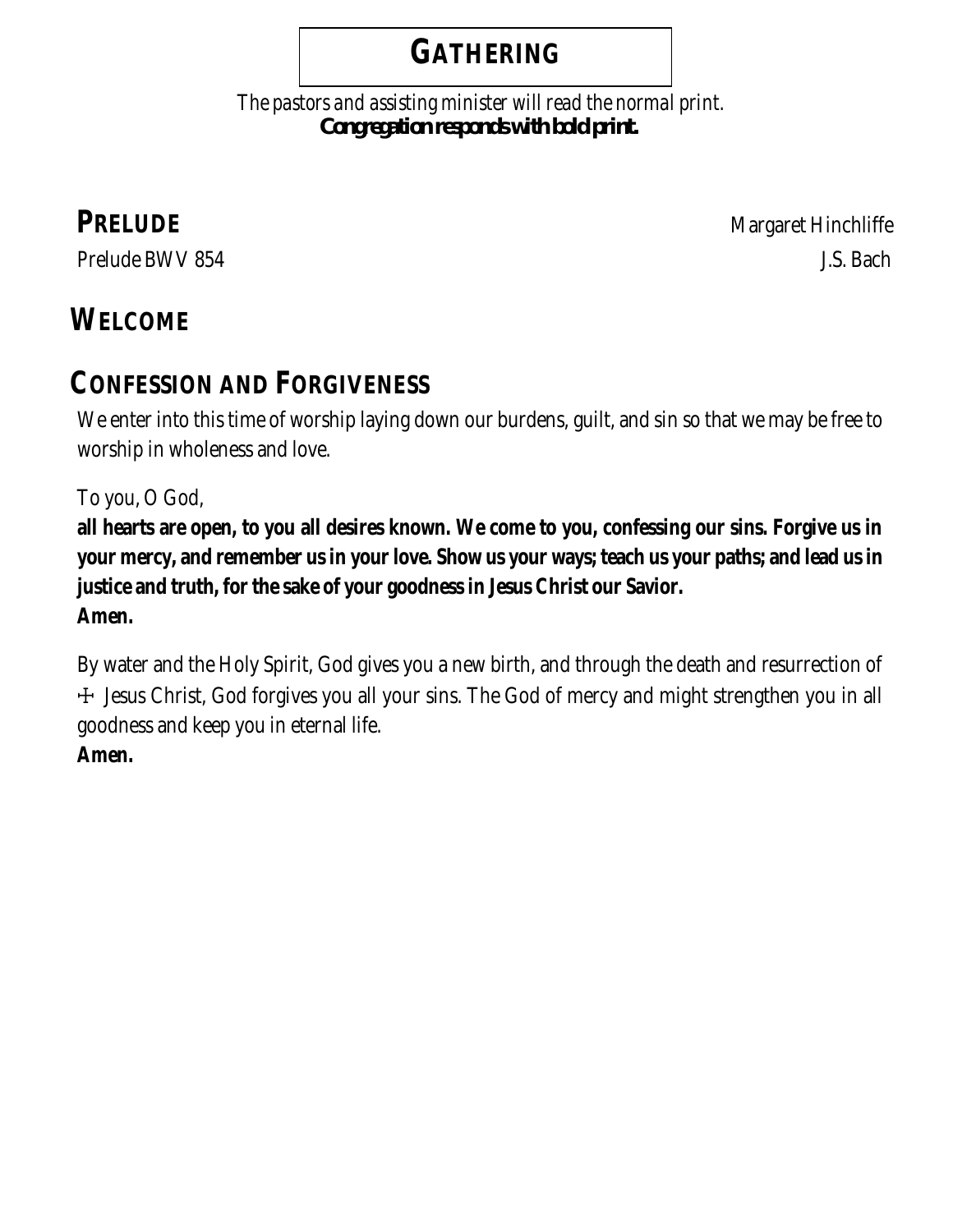# GATHERING

*The pastors and assisting minister will read the normal print.*
***Congregation responds with bold print.***

## PRELUDE

Margaret Hinchliffe

Prelude BWV 854 J.S. Bach

## WELCOME

## CONFESSION AND FORGIVENESS

We enter into this time of worship laying down our burdens, guilt, and sin so that we may be free to worship in wholeness and love.

To you, O God,
**all hearts are open, to you all desires known. We come to you, confessing our sins. Forgive us in your mercy, and remember us in your love. Show us your ways; teach us your paths; and lead us in justice and truth, for the sake of your goodness in Jesus Christ our Savior.**
**Amen.**

By water and the Holy Spirit, God gives you a new birth, and through the death and resurrection of ☩ Jesus Christ, God forgives you all your sins. The God of mercy and might strengthen you in all goodness and keep you in eternal life.
**Amen.**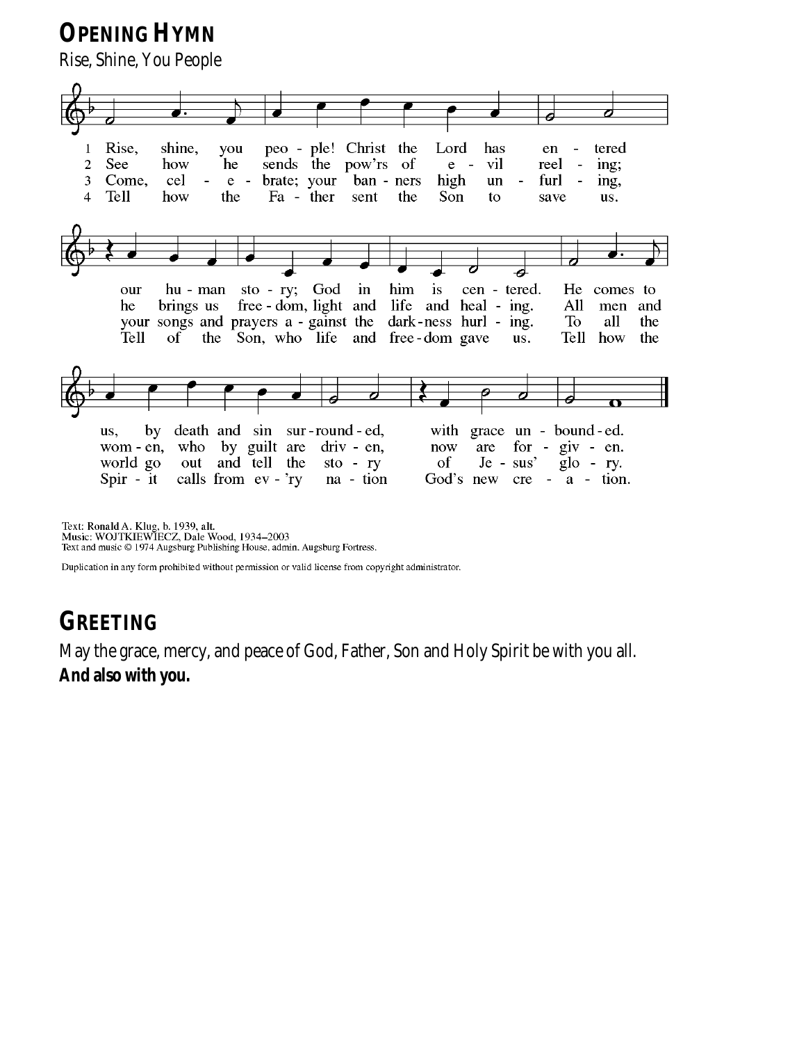# OPENING HYMN

Rise, Shine, You People

1 Rise, shine, you people! Christ the Lord has entered our human story; God in him is centered. He comes to us, by death and sin surrounded, with grace unbounded.

2 See how he sends the pow'rs of evil reeling; he brings us freedom, light and life and healing. All men and women, who by guilt are driven, now are forgiven.

3 Come, celebrate; your banners high unfurling, your songs and prayers against the darkness hurling. To all the world go out and tell the story of Jesus' glory.

4 Tell how the Father sent the Son to save us. Tell of the Son, who life and freedom gave us. Tell how the Spirit calls from ev'ry nation God's new creation.

Text: Ronald A. Klug, b. 1939, alt.
Music: WOJTKIEWIECZ, Dale Wood, 1934–2003
Text and music © 1974 Augsburg Publishing House, admin. Augsburg Fortress.

Duplication in any form prohibited without permission or valid license from copyright administrator.

# GREETING

May the grace, mercy, and peace of God, Father, Son and Holy Spirit be with you all.
**And also with you.**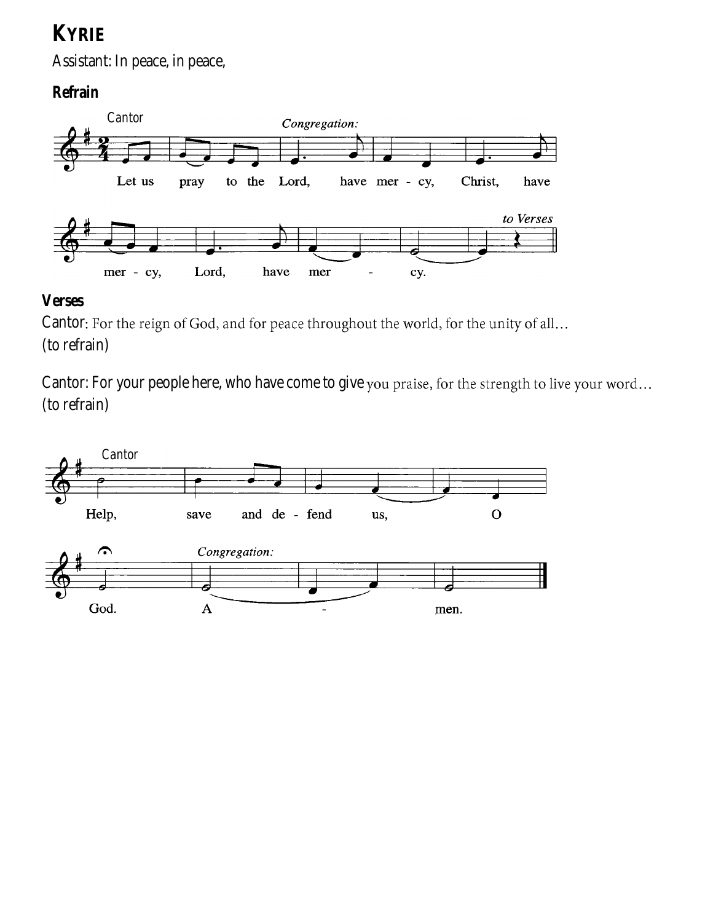## KYRIE

Assistant: In peace, in peace,

**Refrain**

Cantor

Let us pray to the Lord,

*Congregation:*

have mer - cy, Christ, have mer - cy, Lord, have mer - cy.

*to Verses*

**Verses**

Cantor: For the reign of God, and for peace throughout the world, for the unity of all…
(to refrain)

Cantor: For your people here, who have come to give you praise, for the strength to live your word…
(to refrain)

Cantor

Help, save and de - fend us, O God.

*Congregation:*

A - men.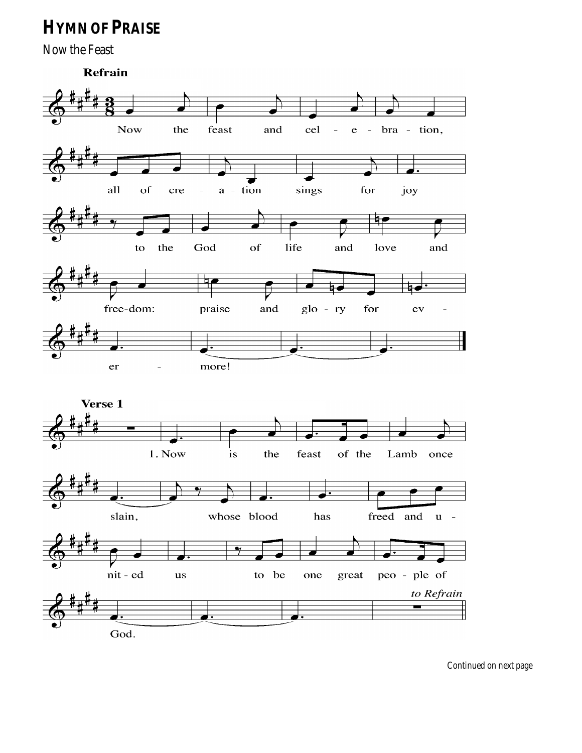## HYMN OF PRAISE

Now the Feast

**Refrain**

Now the feast and cel - e - bra - tion, all of cre - a - tion sings for joy to the God of life and love and free-dom: praise and glo - ry for ev - er - more!

**Verse 1**

1. Now is the feast of the Lamb once slain, whose blood has freed and u - nit - ed us to be one great peo - ple of God.

*to Refrain*

Continued on next page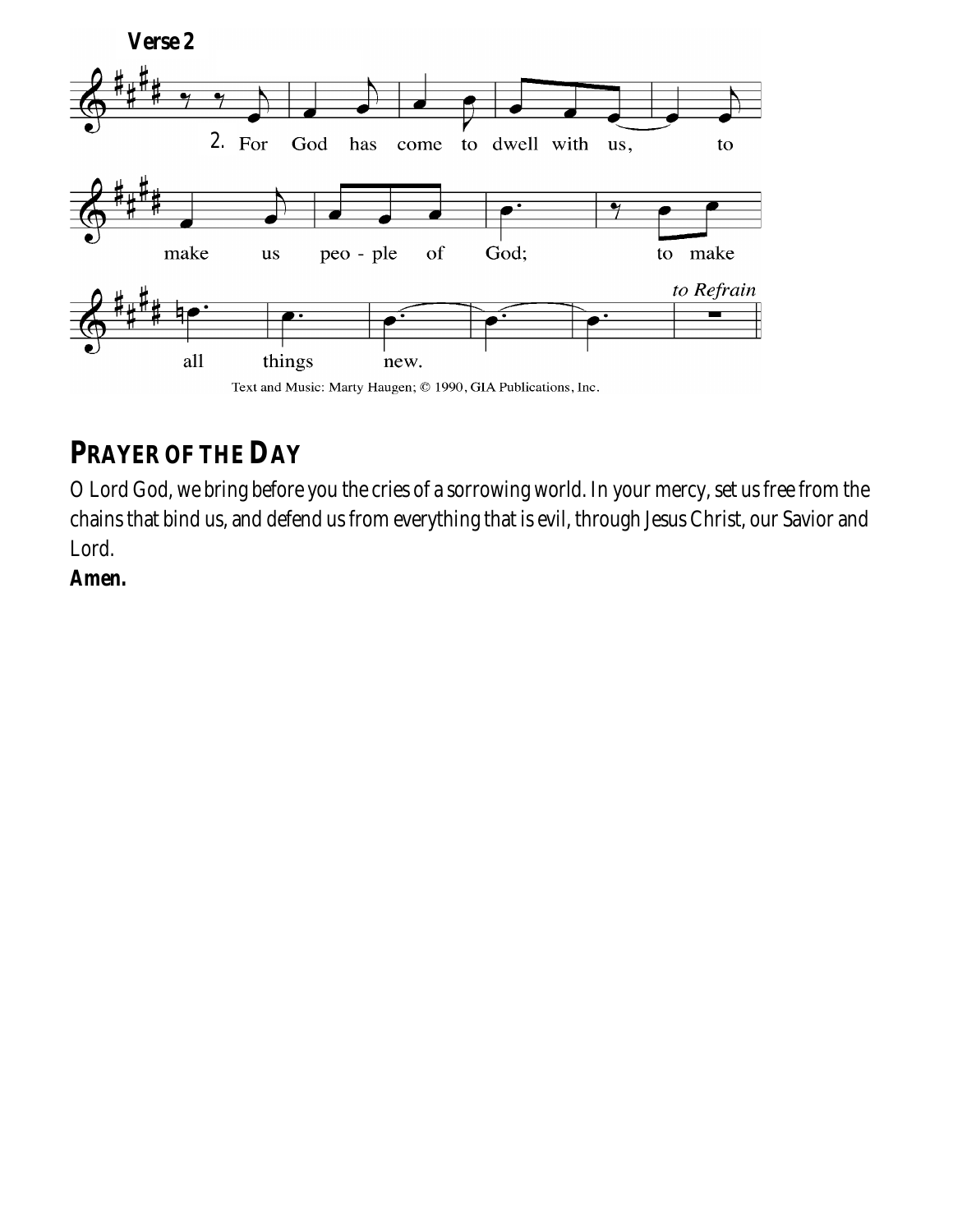**Verse 2**

2. For God has come to dwell with us, to make us peo - ple of God; to make all things new.

*to Refrain*

Text and Music: Marty Haugen; © 1990, GIA Publications, Inc.

## PRAYER OF THE DAY

O Lord God, we bring before you the cries of a sorrowing world. In your mercy, set us free from the chains that bind us, and defend us from everything that is evil, through Jesus Christ, our Savior and Lord.

**Amen.**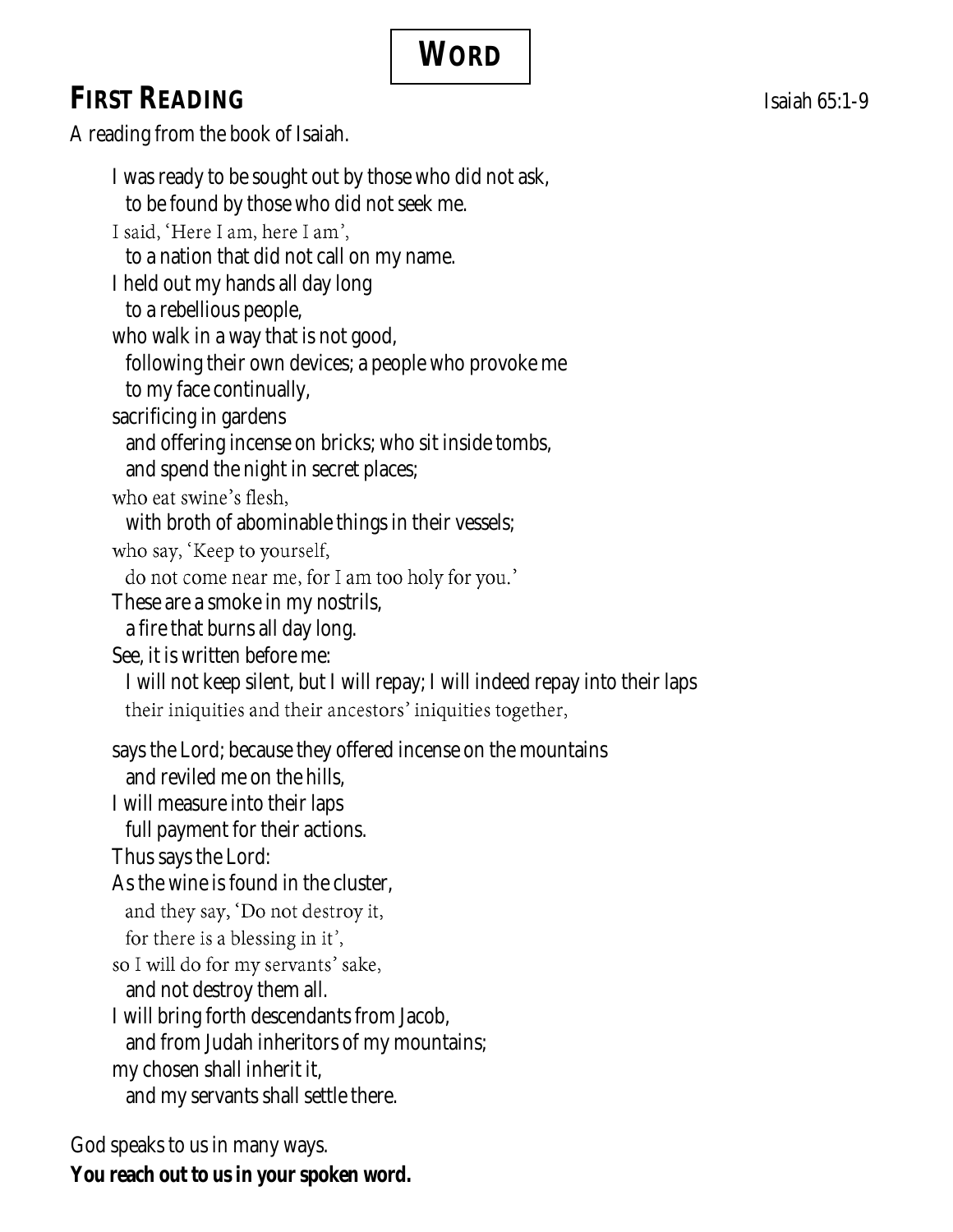# WORD

## FIRST READING

Isaiah 65:1-9

A reading from the book of Isaiah.

I was ready to be sought out by those who did not ask,
  to be found by those who did not seek me.
I said, 'Here I am, here I am',
  to a nation that did not call on my name.
I held out my hands all day long
  to a rebellious people,
who walk in a way that is not good,
  following their own devices; a people who provoke me
  to my face continually,
sacrificing in gardens
  and offering incense on bricks; who sit inside tombs,
  and spend the night in secret places;
who eat swine's flesh,
  with broth of abominable things in their vessels;
who say, 'Keep to yourself,
  do not come near me, for I am too holy for you.'
These are a smoke in my nostrils,
  a fire that burns all day long.
See, it is written before me:
  I will not keep silent, but I will repay; I will indeed repay into their laps
  their iniquities and their ancestors' iniquities together,

says the Lord; because they offered incense on the mountains
  and reviled me on the hills,
I will measure into their laps
  full payment for their actions.
Thus says the Lord:
As the wine is found in the cluster,
  and they say, 'Do not destroy it,
  for there is a blessing in it',
so I will do for my servants' sake,
  and not destroy them all.
I will bring forth descendants from Jacob,
  and from Judah inheritors of my mountains;
my chosen shall inherit it,
  and my servants shall settle there.

God speaks to us in many ways.
**You reach out to us in your spoken word.**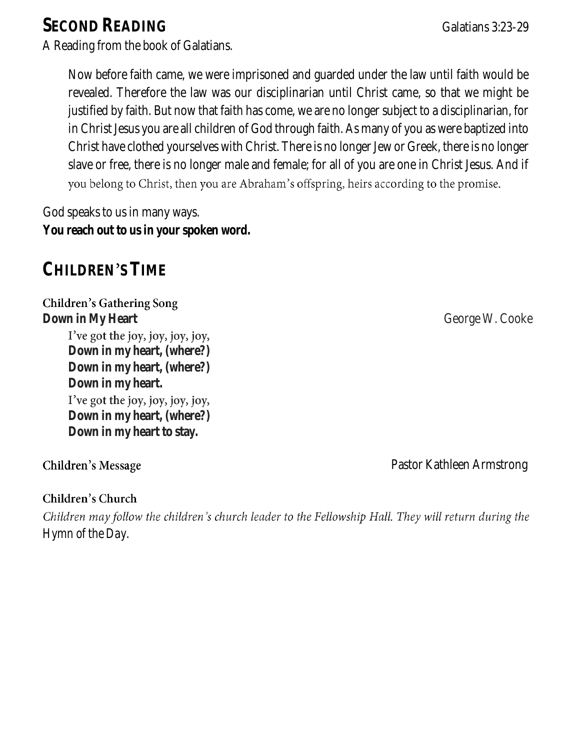## SECOND READING

Galatians 3:23-29

A Reading from the book of Galatians.

> Now before faith came, we were imprisoned and guarded under the law until faith would be revealed. Therefore the law was our disciplinarian until Christ came, so that we might be justified by faith. But now that faith has come, we are no longer subject to a disciplinarian, for in Christ Jesus you are all children of God through faith. As many of you as were baptized into Christ have clothed yourselves with Christ. There is no longer Jew or Greek, there is no longer slave or free, there is no longer male and female; for all of you are one in Christ Jesus. And if you belong to Christ, then you are Abraham's offspring, heirs according to the promise.

God speaks to us in many ways.
**You reach out to us in your spoken word.**

## CHILDREN'S TIME

**Children's Gathering Song**

**Down in My Heart** George W. Cooke

> I've got the joy, joy, joy, joy,
> **Down in my heart, (where?)**
> **Down in my heart, (where?)**
> **Down in my heart.**
> I've got the joy, joy, joy, joy,
> **Down in my heart, (where?)**
> **Down in my heart to stay.**

**Children's Message** Pastor Kathleen Armstrong

**Children's Church**

*Children may follow the children's church leader to the Fellowship Hall. They will return during the Hymn of the Day.*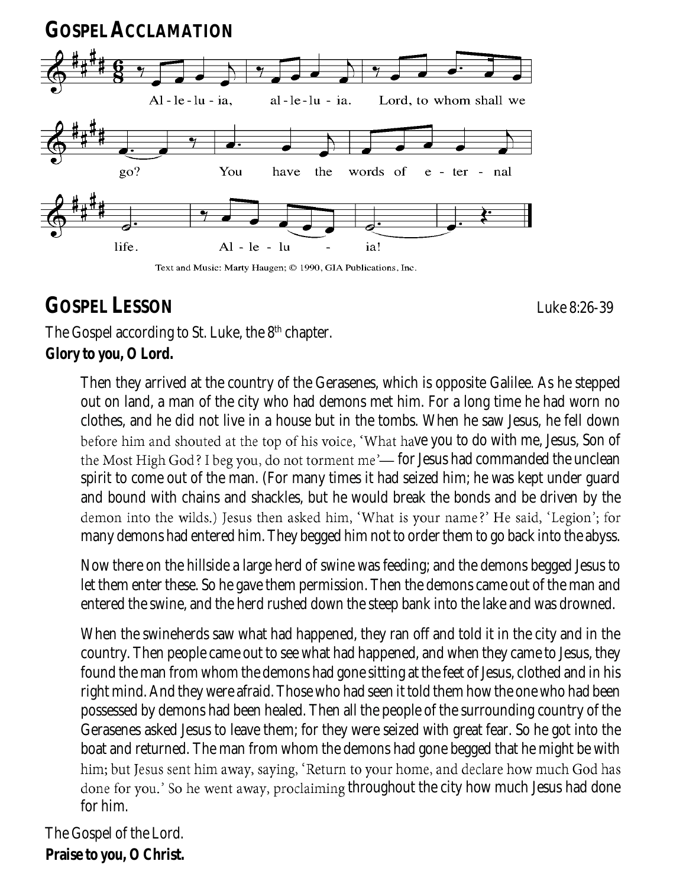## GOSPEL ACCLAMATION

Al - le - lu - ia, al - le - lu - ia. Lord, to whom shall we go? You have the words of e - ter - nal life. Al - le - lu - ia!

Text and Music: Marty Haugen; © 1990, GIA Publications, Inc.

## GOSPEL LESSON

Luke 8:26-39

The Gospel according to St. Luke, the 8th chapter.

**Glory to you, O Lord.**

Then they arrived at the country of the Gerasenes, which is opposite Galilee. As he stepped out on land, a man of the city who had demons met him. For a long time he had worn no clothes, and he did not live in a house but in the tombs. When he saw Jesus, he fell down before him and shouted at the top of his voice, 'What have you to do with me, Jesus, Son of the Most High God? I beg you, do not torment me'— for Jesus had commanded the unclean spirit to come out of the man. (For many times it had seized him; he was kept under guard and bound with chains and shackles, but he would break the bonds and be driven by the demon into the wilds.) Jesus then asked him, 'What is your name?' He said, 'Legion'; for many demons had entered him. They begged him not to order them to go back into the abyss.

Now there on the hillside a large herd of swine was feeding; and the demons begged Jesus to let them enter these. So he gave them permission. Then the demons came out of the man and entered the swine, and the herd rushed down the steep bank into the lake and was drowned.

When the swineherds saw what had happened, they ran off and told it in the city and in the country. Then people came out to see what had happened, and when they came to Jesus, they found the man from whom the demons had gone sitting at the feet of Jesus, clothed and in his right mind. And they were afraid. Those who had seen it told them how the one who had been possessed by demons had been healed. Then all the people of the surrounding country of the Gerasenes asked Jesus to leave them; for they were seized with great fear. So he got into the boat and returned. The man from whom the demons had gone begged that he might be with him; but Jesus sent him away, saying, 'Return to your home, and declare how much God has done for you.' So he went away, proclaiming throughout the city how much Jesus had done for him.

The Gospel of the Lord.

**Praise to you, O Christ.**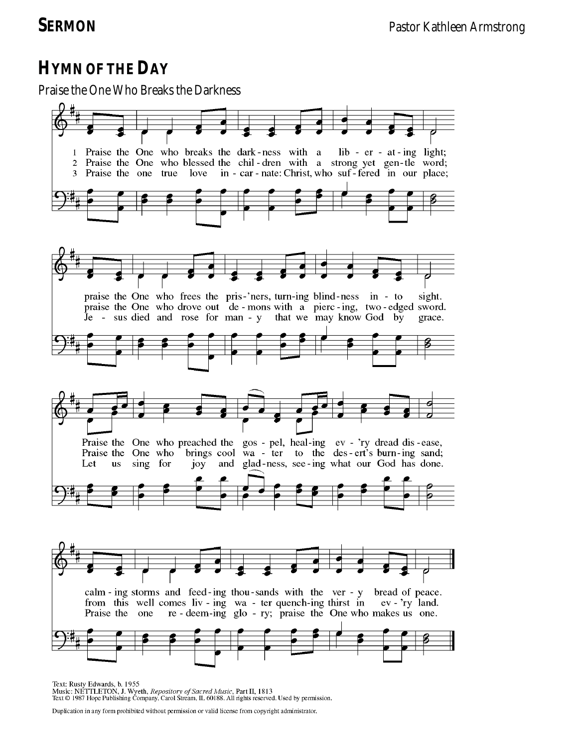**SERMON** Pastor Kathleen Armstrong

## HYMN OF THE DAY

Praise the One Who Breaks the Darkness

1 Praise the One who breaks the dark-ness with a lib-er-at-ing light;
praise the One who frees the pris-'ners, turn-ing blind-ness in-to sight.
Praise the One who preached the gos-pel, heal-ing ev-'ry dread dis-ease,
calm-ing storms and feed-ing thou-sands with the ver-y bread of peace.

2 Praise the One who blessed the chil-dren with a strong yet gen-tle word;
praise the One who drove out de-mons with a pierc-ing, two-edged sword.
Praise the One who brings cool wa-ter to the des-ert's burn-ing sand;
from this well comes liv-ing wa-ter quench-ing thirst in ev-'ry land.

3 Praise the one true love in-car-nate: Christ, who suf-fered in our place;
Je-sus died and rose for man-y that we may know God by grace.
Let us sing for joy and glad-ness, see-ing what our God has done.
Praise the one re-deem-ing glo-ry; praise the One who makes us one.

Text: Rusty Edwards, b. 1955
Music: NETTLETON, J. Wyeth, *Repository of Sacred Music*, Part II, 1813
Text © 1987 Hope Publishing Company, Carol Stream, IL 60188. All rights reserved. Used by permission.

Duplication in any form prohibited without permission or valid license from copyright administrator.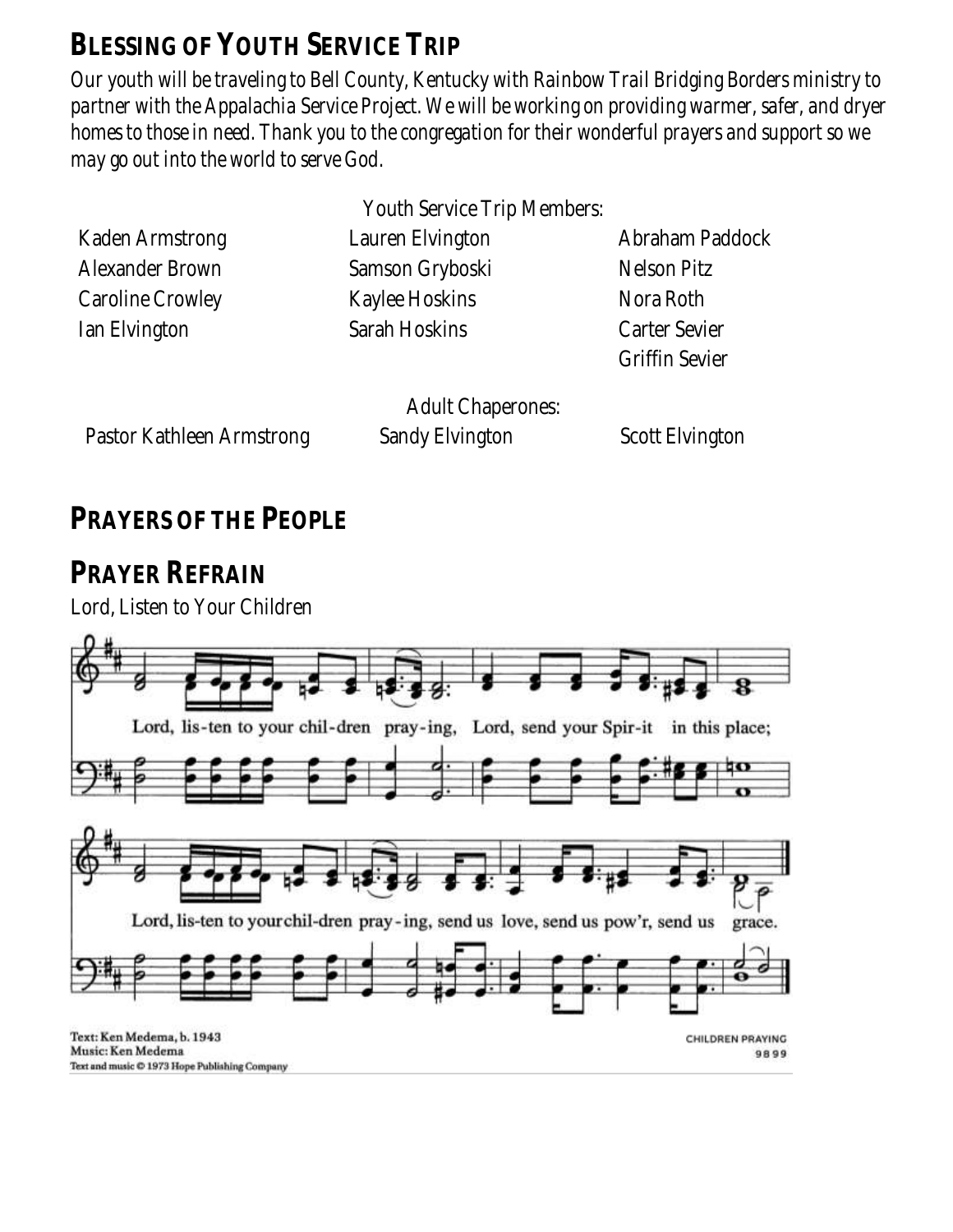## BLESSING OF YOUTH SERVICE TRIP

*Our youth will be traveling to Bell County, Kentucky with Rainbow Trail Bridging Borders ministry to partner with the Appalachia Service Project. We will be working on providing warmer, safer, and dryer homes to those in need. Thank you to the congregation for their wonderful prayers and support so we may go out into the world to serve God.*

Youth Service Trip Members:

Kaden Armstrong
Alexander Brown
Caroline Crowley
Ian Elvington
Lauren Elvington
Samson Gryboski
Kaylee Hoskins
Sarah Hoskins
Abraham Paddock
Nelson Pitz
Nora Roth
Carter Sevier
Griffin Sevier

Adult Chaperones:

Pastor Kathleen Armstrong
Sandy Elvington
Scott Elvington

## PRAYERS OF THE PEOPLE

## PRAYER REFRAIN

Lord, Listen to Your Children

Lord, lis-ten to your chil-dren pray-ing, Lord, send your Spir-it in this place;

Lord, lis-ten to your chil-dren pray-ing, send us love, send us pow'r, send us grace.

Text: Ken Medema, b. 1943
Music: Ken Medema
Text and music © 1973 Hope Publishing Company

CHILDREN PRAYING
9 8 9 9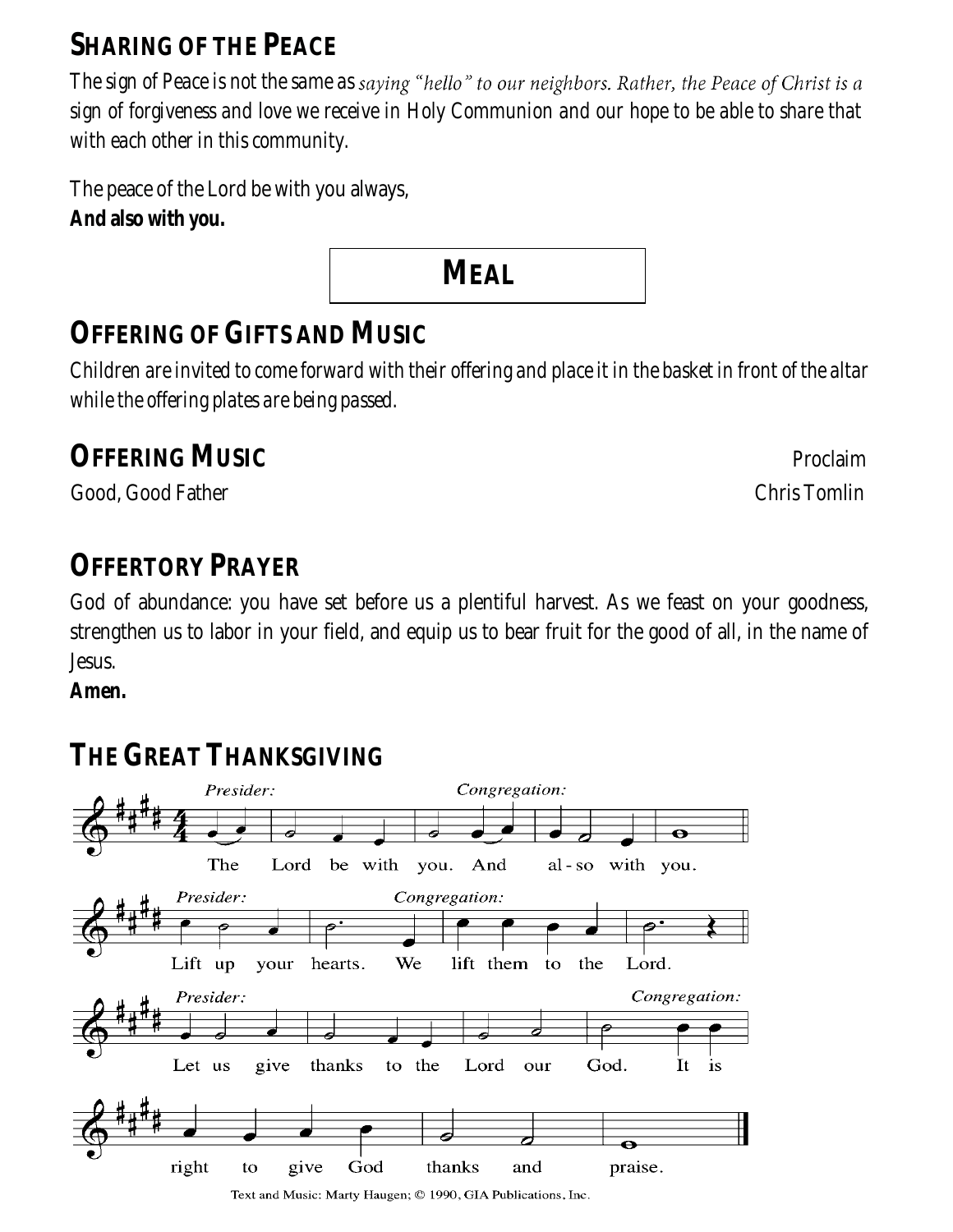## SHARING OF THE PEACE

The sign of Peace is not the same as *saying "hello" to our neighbors. Rather, the Peace of Christ is a* sign of forgiveness and love we receive in Holy Communion and our hope to be able to share that with each other in this community.

The peace of the Lord be with you always,
**And also with you.**

# MEAL

## OFFERING OF GIFTS AND MUSIC

*Children are invited to come forward with their offering and place it in the basket in front of the altar while the offering plates are being passed.*

## OFFERING MUSIC

Proclaim

Good, Good Father — Chris Tomlin

## OFFERTORY PRAYER

God of abundance: you have set before us a plentiful harvest. As we feast on your goodness, strengthen us to labor in your field, and equip us to bear fruit for the good of all, in the name of Jesus.
**Amen.**

## THE GREAT THANKSGIVING

*Presider:* The Lord be with you.
*Congregation:* And also with you.

*Presider:* Lift up your hearts.
*Congregation:* We lift them to the Lord.

*Presider:* Let us give thanks to the Lord our God.
*Congregation:* It is right to give God thanks and praise.

Text and Music: Marty Haugen; © 1990, GIA Publications, Inc.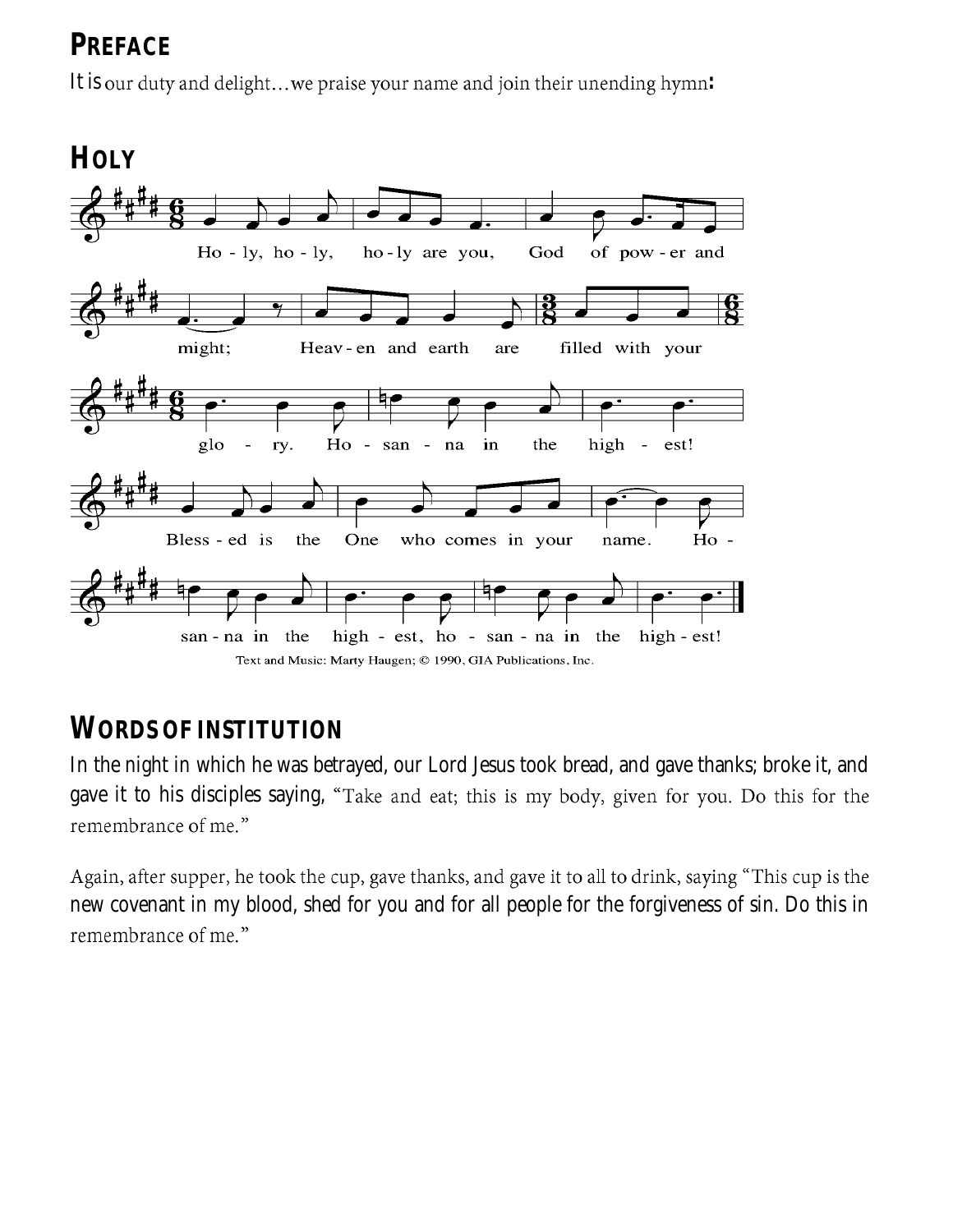## PREFACE

It is our duty and delight…we praise your name and join their unending hymn:

## HOLY

Text and Music: Marty Haugen; © 1990, GIA Publications, Inc.

## WORDS OF INSTITUTION

In the night in which he was betrayed, our Lord Jesus took bread, and gave thanks; broke it, and gave it to his disciples saying, "Take and eat; this is my body, given for you. Do this for the remembrance of me."

Again, after supper, he took the cup, gave thanks, and gave it to all to drink, saying "This cup is the new covenant in my blood, shed for you and for all people for the forgiveness of sin. Do this in remembrance of me."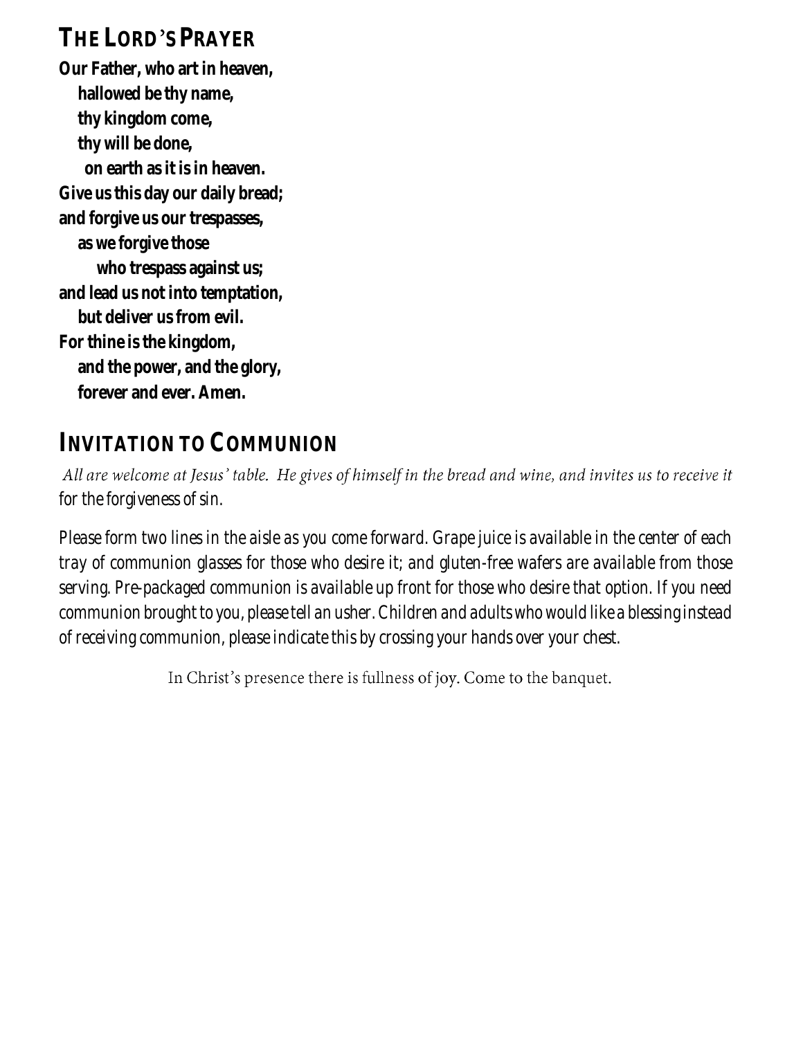## THE LORD'S PRAYER

**Our Father, who art in heaven,**
**hallowed be thy name,**
**thy kingdom come,**
**thy will be done,**
**on earth as it is in heaven.**
**Give us this day our daily bread;**
**and forgive us our trespasses,**
**as we forgive those**
**who trespass against us;**
**and lead us not into temptation,**
**but deliver us from evil.**
**For thine is the kingdom,**
**and the power, and the glory,**
**forever and ever. Amen.**

## INVITATION TO COMMUNION

*All are welcome at Jesus' table. He gives of himself in the bread and wine, and invites us to receive it for the forgiveness of sin.*

*Please form two lines in the aisle as you come forward. Grape juice is available in the center of each tray of communion glasses for those who desire it; and gluten-free wafers are available from those serving. Pre-packaged communion is available up front for those who desire that option. If you need communion brought to you, please tell an usher. Children and adults who would like a blessing instead of receiving communion, please indicate this by crossing your hands over your chest.*

In Christ's presence there is fullness of joy. Come to the banquet.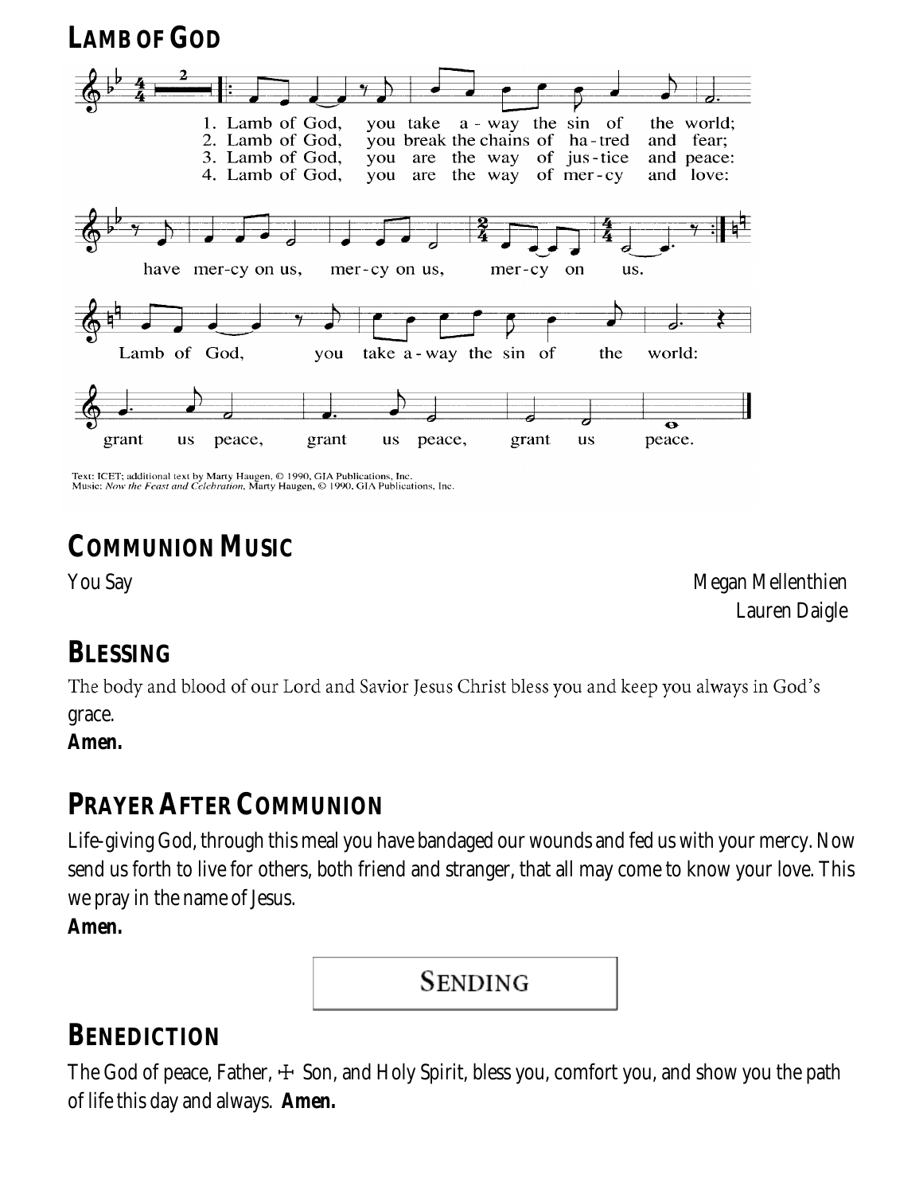## LAMB OF GOD

1. Lamb of God, you take a-way the sin of the world;
2. Lamb of God, you break the chains of ha-tred and fear;
3. Lamb of God, you are the way of jus-tice and peace:
4. Lamb of God, you are the way of mer-cy and love:

have mer-cy on us, mer-cy on us, mer-cy on us.

Lamb of God, you take a-way the sin of the world:

grant us peace, grant us peace, grant us peace.

Text: ICET; additional text by Marty Haugen, © 1990, GIA Publications, Inc.
Music: *Now the Feast and Celebration*, Marty Haugen, © 1990, GIA Publications, Inc.

## COMMUNION MUSIC

You Say — Megan Mellenthien, Lauren Daigle

## BLESSING

The body and blood of our Lord and Savior Jesus Christ bless you and keep you always in God's grace.
**Amen.**

## PRAYER AFTER COMMUNION

Life-giving God, through this meal you have bandaged our wounds and fed us with your mercy. Now send us forth to live for others, both friend and stranger, that all may come to know your love. This we pray in the name of Jesus.
**Amen.**

# SENDING

## BENEDICTION

The God of peace, Father, ☩ Son, and Holy Spirit, bless you, comfort you, and show you the path of life this day and always. **Amen.**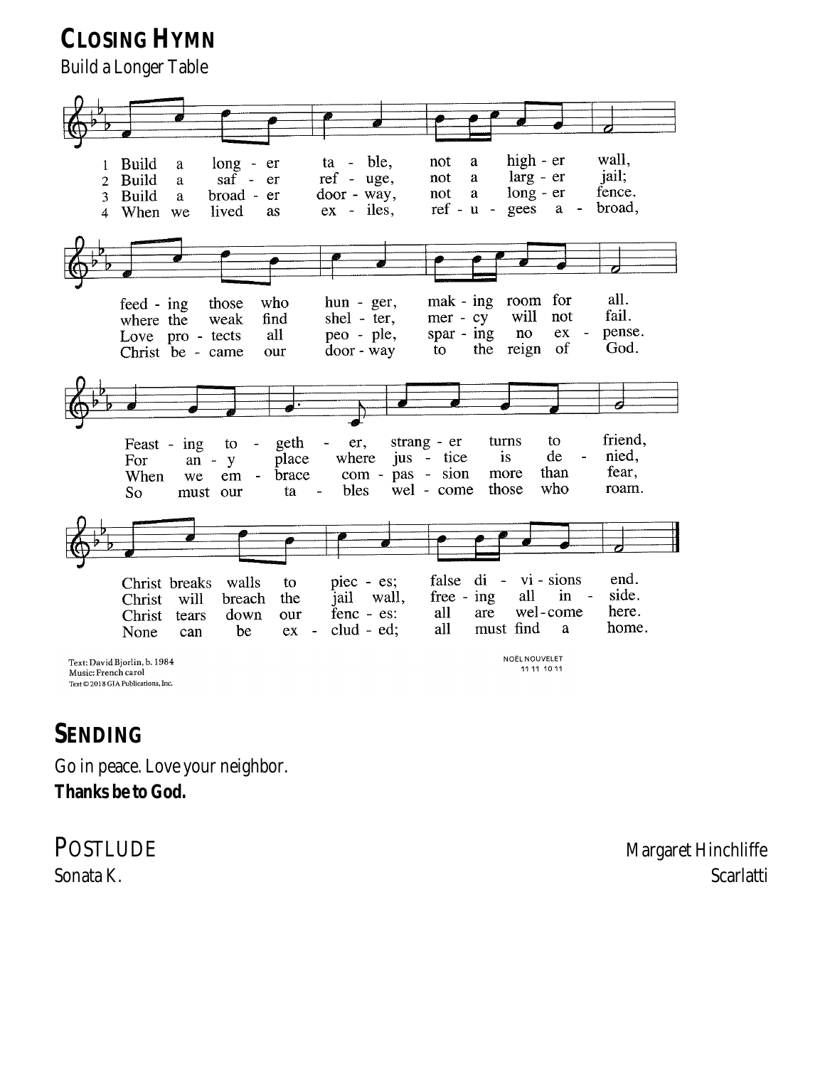## CLOSING HYMN

Build a Longer Table

1 Build a long - er ta - ble, not a high - er wall,
feed - ing those who hun - ger, mak - ing room for all.
Feast - ing to - geth - er, strang - er turns to friend,
Christ breaks walls to piec - es; false di - vi - sions end.

2 Build a saf - er ref - uge, not a larg - er jail;
where the weak find shel - ter, mer - cy will not fail.
For an - y place where jus - tice is de - nied,
Christ will breach the jail wall, free - ing all in - side.

3 Build a broad - er door - way, not a long - er fence.
Love pro - tects all peo - ple, spar - ing no ex - pense.
When we em - brace com - pas - sion more than fear,
Christ tears down our fenc - es: all are wel - come here.

4 When we lived as ex - iles, ref - u - gees a - broad,
Christ be - came our door - way to the reign of God.
So must our ta - bles wel - come those who roam.
None can be ex - clud - ed; all must find a home.

Text: David Bjorlin, b. 1984
Music: French carol
Text © 2018 GIA Publications, Inc.

NOËL NOUVELET
11 11 10 11

## SENDING

Go in peace. Love your neighbor.
**Thanks be to God.**

## POSTLUDE Margaret Hinchliffe

Sonata K. Scarlatti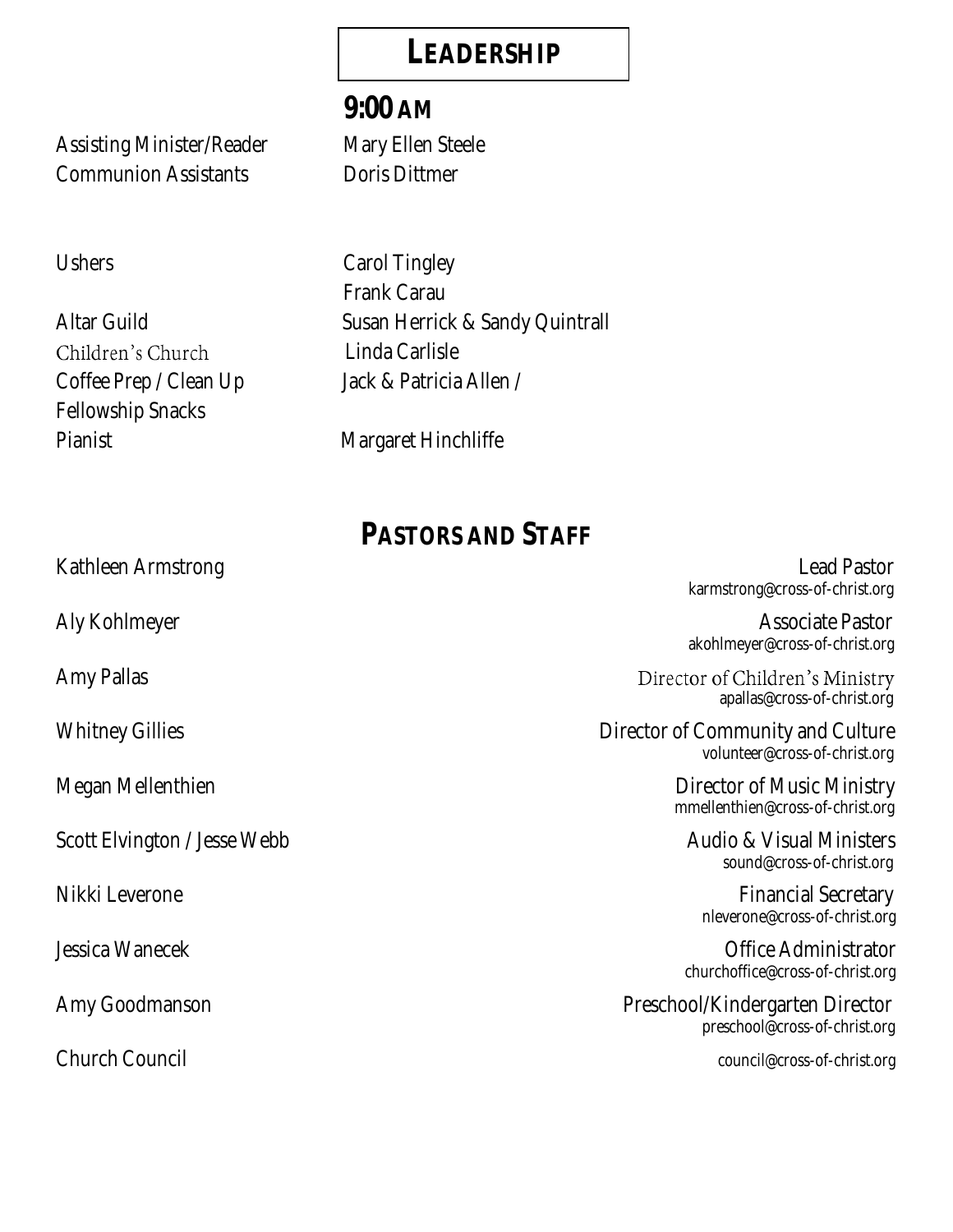# LEADERSHIP

## 9:00 AM

| | |
|---|---|
| Assisting Minister/Reader | Mary Ellen Steele |
| Communion Assistants | Doris Dittmer |
| Ushers | Carol Tingley<br>Frank Carau |
| Altar Guild | Susan Herrick & Sandy Quintrall |
| Children's Church | Linda Carlisle |
| Coffee Prep / Clean Up<br>Fellowship Snacks | Jack & Patricia Allen / |
| Pianist | Margaret Hinchliffe |

# PASTORS AND STAFF

| | |
|---|---|
| Kathleen Armstrong | Lead Pastor<br>karmstrong@cross-of-christ.org |
| Aly Kohlmeyer | Associate Pastor<br>akohlmeyer@cross-of-christ.org |
| Amy Pallas | Director of Children's Ministry<br>apallas@cross-of-christ.org |
| Whitney Gillies | Director of Community and Culture<br>volunteer@cross-of-christ.org |
| Megan Mellenthien | Director of Music Ministry<br>mmellenthien@cross-of-christ.org |
| Scott Elvington / Jesse Webb | Audio & Visual Ministers<br>sound@cross-of-christ.org |
| Nikki Leverone | Financial Secretary<br>nleverone@cross-of-christ.org |
| Jessica Wanecek | Office Administrator<br>churchoffice@cross-of-christ.org |
| Amy Goodmanson | Preschool/Kindergarten Director<br>preschool@cross-of-christ.org |
| Church Council | council@cross-of-christ.org |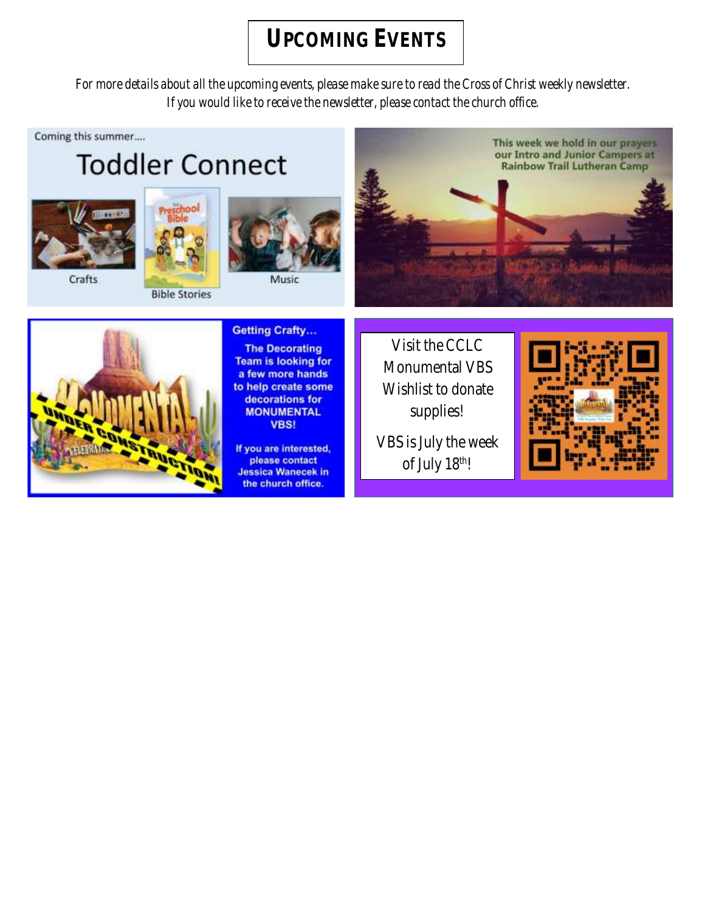# Upcoming Events

*For more details about all the upcoming events, please make sure to read the Cross of Christ weekly newsletter. If you would like to receive the newsletter, please contact the church office.*

Coming this summer....

Toddler Connect

Crafts

Bible Stories

Music

This week we hold in our prayers our Intro and Junior Campers at Rainbow Trail Lutheran Camp

Getting Crafty…

The Decorating Team is looking for a few more hands to help create some decorations for MONUMENTAL VBS!

If you are interested, please contact Jessica Wanecek in the church office.

Visit the CCLC Monumental VBS Wishlist to donate supplies!

VBS is July the week of July 18th!